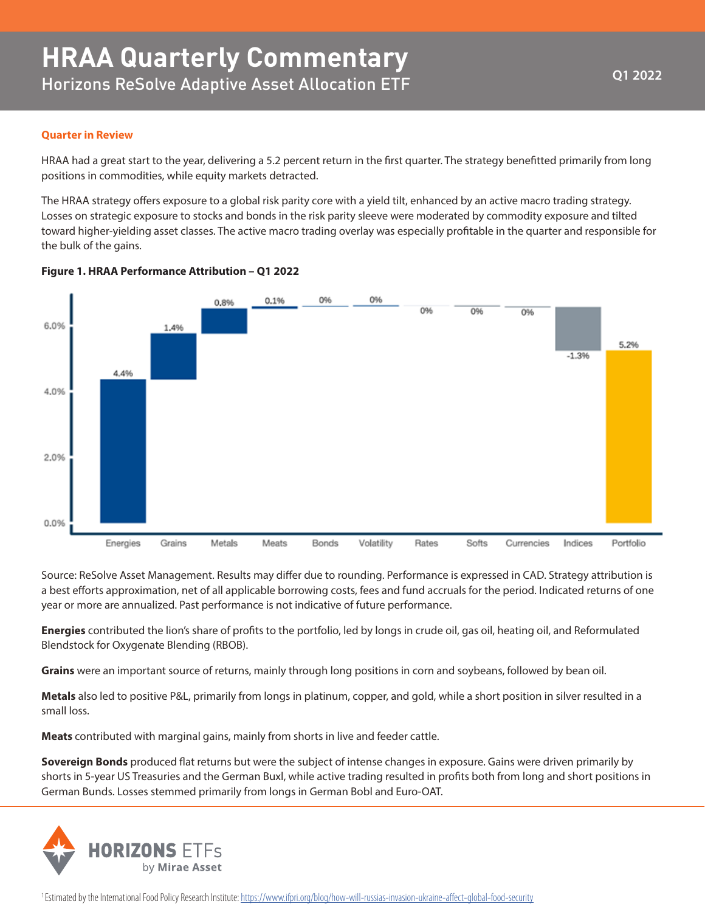# HRAA Quarterly Commentary

## Horizons ReSolve Adaptive Asset Allocation ETF

Q1 2022

### Quarter in Review

HRAA had a great start to the year, delivering a 5.2 percent return in the first quarter. The strategy benefitted primarily from long positions in commodities, while equity markets detracted.

The HRAA strategy offers exposure to a global risk parity core with a yield tilt, enhanced by an active macro trading strategy. Losses on strategic exposure to stocks and bonds in the risk parity sleeve were moderated by commodity exposure and tilted toward higher-yielding asset classes. The active macro trading overlay was especially profitable in the quarter and responsible for the bulk of the gains.

**Figure 1. HRAA Performance Attribution – Q1 2022**

| Energies | Grains | Metals | Meats | Bonds | Volatility | Rates | Softs | Currencies | Indices | Portfolio |
|---|---|---|---|---|---|---|---|---|---|---|
| 4.4% | 1.4% | 0.8% | 0.1% | 0% | 0% | 0% | 0% | 0% | -1.3% | 5.2% |

Source: ReSolve Asset Management. Results may differ due to rounding. Performance is expressed in CAD. Strategy attribution is a best efforts approximation, net of all applicable borrowing costs, fees and fund accruals for the period. Indicated returns of one year or more are annualized. Past performance is not indicative of future performance.

**Energies** contributed the lion's share of profits to the portfolio, led by longs in crude oil, gas oil, heating oil, and Reformulated Blendstock for Oxygenate Blending (RBOB).

**Grains** were an important source of returns, mainly through long positions in corn and soybeans, followed by bean oil.

**Metals** also led to positive P&L, primarily from longs in platinum, copper, and gold, while a short position in silver resulted in a small loss.

**Meats** contributed with marginal gains, mainly from shorts in live and feeder cattle.

**Sovereign Bonds** produced flat returns but were the subject of intense changes in exposure. Gains were driven primarily by shorts in 5-year US Treasuries and the German Buxl, while active trading resulted in profits both from long and short positions in German Bunds. Losses stemmed primarily from longs in German Bobl and Euro-OAT.

[1] Estimated by the International Food Policy Research Institute: https://www.ifpri.org/blog/how-will-russias-invasion-ukraine-affect-global-food-security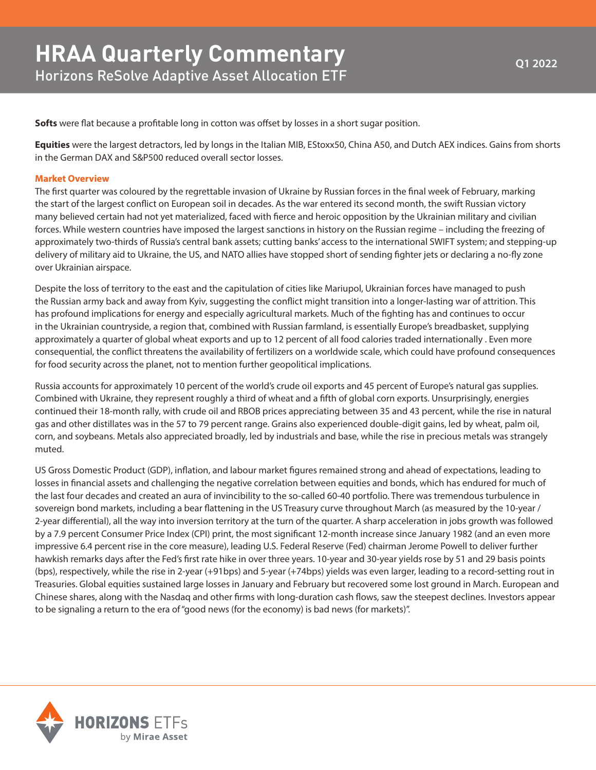**Softs** were flat because a profitable long in cotton was offset by losses in a short sugar position.

**Equities** were the largest detractors, led by longs in the Italian MIB, EStoxx50, China A50, and Dutch AEX indices. Gains from shorts in the German DAX and S&P500 reduced overall sector losses.

### Market Overview

The first quarter was coloured by the regrettable invasion of Ukraine by Russian forces in the final week of February, marking the start of the largest conflict on European soil in decades. As the war entered its second month, the swift Russian victory many believed certain had not yet materialized, faced with fierce and heroic opposition by the Ukrainian military and civilian forces. While western countries have imposed the largest sanctions in history on the Russian regime – including the freezing of approximately two-thirds of Russia's central bank assets; cutting banks' access to the international SWIFT system; and stepping-up delivery of military aid to Ukraine, the US, and NATO allies have stopped short of sending fighter jets or declaring a no-fly zone over Ukrainian airspace.

Despite the loss of territory to the east and the capitulation of cities like Mariupol, Ukrainian forces have managed to push the Russian army back and away from Kyiv, suggesting the conflict might transition into a longer-lasting war of attrition. This has profound implications for energy and especially agricultural markets. Much of the fighting has and continues to occur in the Ukrainian countryside, a region that, combined with Russian farmland, is essentially Europe's breadbasket, supplying approximately a quarter of global wheat exports and up to 12 percent of all food calories traded internationally . Even more consequential, the conflict threatens the availability of fertilizers on a worldwide scale, which could have profound consequences for food security across the planet, not to mention further geopolitical implications.

Russia accounts for approximately 10 percent of the world's crude oil exports and 45 percent of Europe's natural gas supplies. Combined with Ukraine, they represent roughly a third of wheat and a fifth of global corn exports. Unsurprisingly, energies continued their 18-month rally, with crude oil and RBOB prices appreciating between 35 and 43 percent, while the rise in natural gas and other distillates was in the 57 to 79 percent range. Grains also experienced double-digit gains, led by wheat, palm oil, corn, and soybeans. Metals also appreciated broadly, led by industrials and base, while the rise in precious metals was strangely muted.

US Gross Domestic Product (GDP), inflation, and labour market figures remained strong and ahead of expectations, leading to losses in financial assets and challenging the negative correlation between equities and bonds, which has endured for much of the last four decades and created an aura of invincibility to the so-called 60-40 portfolio. There was tremendous turbulence in sovereign bond markets, including a bear flattening in the US Treasury curve throughout March (as measured by the 10-year / 2-year differential), all the way into inversion territory at the turn of the quarter. A sharp acceleration in jobs growth was followed by a 7.9 percent Consumer Price Index (CPI) print, the most significant 12-month increase since January 1982 (and an even more impressive 6.4 percent rise in the core measure), leading U.S. Federal Reserve (Fed) chairman Jerome Powell to deliver further hawkish remarks days after the Fed's first rate hike in over three years. 10-year and 30-year yields rose by 51 and 29 basis points (bps), respectively, while the rise in 2-year (+91bps) and 5-year (+74bps) yields was even larger, leading to a record-setting rout in Treasuries. Global equities sustained large losses in January and February but recovered some lost ground in March. European and Chinese shares, along with the Nasdaq and other firms with long-duration cash flows, saw the steepest declines. Investors appear to be signaling a return to the era of "good news (for the economy) is bad news (for markets)".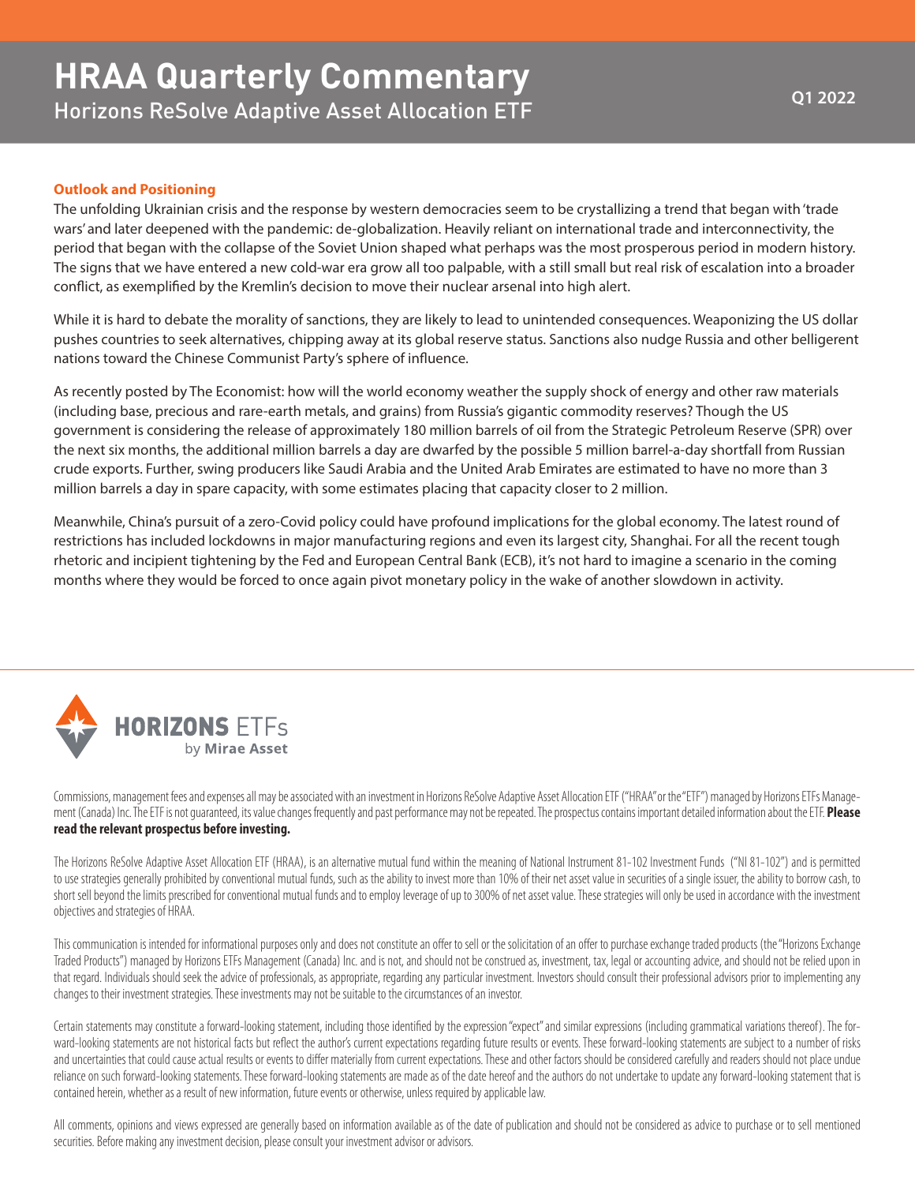# HRAA Quarterly Commentary

## Horizons ReSolve Adaptive Asset Allocation ETF

Q1 2022

### Outlook and Positioning

The unfolding Ukrainian crisis and the response by western democracies seem to be crystallizing a trend that began with 'trade wars' and later deepened with the pandemic: de-globalization. Heavily reliant on international trade and interconnectivity, the period that began with the collapse of the Soviet Union shaped what perhaps was the most prosperous period in modern history. The signs that we have entered a new cold-war era grow all too palpable, with a still small but real risk of escalation into a broader conflict, as exemplified by the Kremlin's decision to move their nuclear arsenal into high alert.

While it is hard to debate the morality of sanctions, they are likely to lead to unintended consequences. Weaponizing the US dollar pushes countries to seek alternatives, chipping away at its global reserve status. Sanctions also nudge Russia and other belligerent nations toward the Chinese Communist Party's sphere of influence.

As recently posted by The Economist: how will the world economy weather the supply shock of energy and other raw materials (including base, precious and rare-earth metals, and grains) from Russia's gigantic commodity reserves? Though the US government is considering the release of approximately 180 million barrels of oil from the Strategic Petroleum Reserve (SPR) over the next six months, the additional million barrels a day are dwarfed by the possible 5 million barrel-a-day shortfall from Russian crude exports. Further, swing producers like Saudi Arabia and the United Arab Emirates are estimated to have no more than 3 million barrels a day in spare capacity, with some estimates placing that capacity closer to 2 million.

Meanwhile, China's pursuit of a zero-Covid policy could have profound implications for the global economy. The latest round of restrictions has included lockdowns in major manufacturing regions and even its largest city, Shanghai. For all the recent tough rhetoric and incipient tightening by the Fed and European Central Bank (ECB), it's not hard to imagine a scenario in the coming months where they would be forced to once again pivot monetary policy in the wake of another slowdown in activity.

HORIZONS ETFs by Mirae Asset

Commissions, management fees and expenses all may be associated with an investment in Horizons ReSolve Adaptive Asset Allocation ETF ("HRAA" or the "ETF") managed by Horizons ETFs Management (Canada) Inc. The ETF is not guaranteed, its value changes frequently and past performance may not be repeated. The prospectus contains important detailed information about the ETF. **Please read the relevant prospectus before investing.**

The Horizons ReSolve Adaptive Asset Allocation ETF (HRAA), is an alternative mutual fund within the meaning of National Instrument 81-102 Investment Funds ("NI 81-102") and is permitted to use strategies generally prohibited by conventional mutual funds, such as the ability to invest more than 10% of their net asset value in securities of a single issuer, the ability to borrow cash, to short sell beyond the limits prescribed for conventional mutual funds and to employ leverage of up to 300% of net asset value. These strategies will only be used in accordance with the investment objectives and strategies of HRAA.

This communication is intended for informational purposes only and does not constitute an offer to sell or the solicitation of an offer to purchase exchange traded products (the "Horizons Exchange Traded Products") managed by Horizons ETFs Management (Canada) Inc. and is not, and should not be construed as, investment, tax, legal or accounting advice, and should not be relied upon in that regard. Individuals should seek the advice of professionals, as appropriate, regarding any particular investment. Investors should consult their professional advisors prior to implementing any changes to their investment strategies. These investments may not be suitable to the circumstances of an investor.

Certain statements may constitute a forward-looking statement, including those identified by the expression "expect" and similar expressions (including grammatical variations thereof). The forward-looking statements are not historical facts but reflect the author's current expectations regarding future results or events. These forward-looking statements are subject to a number of risks and uncertainties that could cause actual results or events to differ materially from current expectations. These and other factors should be considered carefully and readers should not place undue reliance on such forward-looking statements. These forward-looking statements are made as of the date hereof and the authors do not undertake to update any forward-looking statement that is contained herein, whether as a result of new information, future events or otherwise, unless required by applicable law.

All comments, opinions and views expressed are generally based on information available as of the date of publication and should not be considered as advice to purchase or to sell mentioned securities. Before making any investment decision, please consult your investment advisor or advisors.